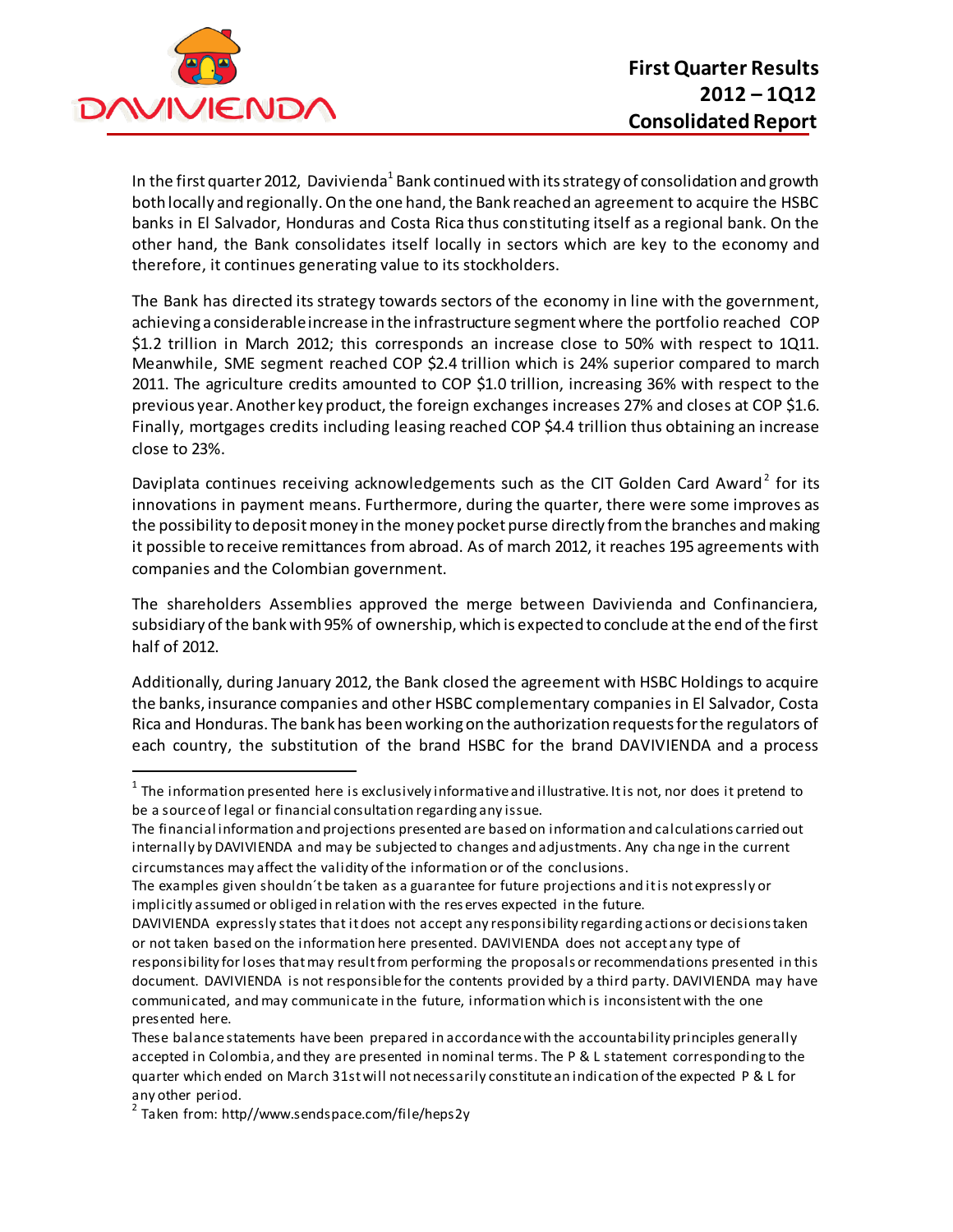# First Quarter Results 2012 – 1Q12 Consolidated Report

In the first quarter 2012, Davivienda[1] Bank continued with its strategy of consolidation and growth both locally and regionally. On the one hand, the Bank reached an agreement to acquire the HSBC banks in El Salvador, Honduras and Costa Rica thus constituting itself as a regional bank. On the other hand, the Bank consolidates itself locally in sectors which are key to the economy and therefore, it continues generating value to its stockholders.

The Bank has directed its strategy towards sectors of the economy in line with the government, achieving a considerable increase in the infrastructure segment where the portfolio reached COP $1.2 trillion in March 2012; this corresponds an increase close to 50% with respect to 1Q11. Meanwhile, SME segment reached COP $2.4 trillion which is 24% superior compared to march 2011. The agriculture credits amounted to COP $1.0 trillion, increasing 36% with respect to the previous year. Another key product, the foreign exchanges increases 27% and closes at COP $1.6. Finally, mortgages credits including leasing reached COP $4.4 trillion thus obtaining an increase close to 23%.

Daviplata continues receiving acknowledgements such as the CIT Golden Card Award[2] for its innovations in payment means. Furthermore, during the quarter, there were some improves as the possibility to deposit money in the money pocket purse directly from the branches and making it possible to receive remittances from abroad. As of march 2012, it reaches 195 agreements with companies and the Colombian government.

The shareholders Assemblies approved the merge between Davivienda and Confinanciera, subsidiary of the bank with 95% of ownership, which is expected to conclude at the end of the first half of 2012.

Additionally, during January 2012, the Bank closed the agreement with HSBC Holdings to acquire the banks, insurance companies and other HSBC complementary companies in El Salvador, Costa Rica and Honduras. The bank has been working on the authorization requests for the regulators of each country, the substitution of the brand HSBC for the brand DAVIVIENDA and a process

---

[1] The information presented here is exclusively informative and illustrative. It is not, nor does it pretend to be a source of legal or financial consultation regarding any issue.
The financial information and projections presented are based on information and calculations carried out internally by DAVIVIENDA and may be subjected to changes and adjustments. Any change in the current circumstances may affect the validity of the information or of the conclusions.
The examples given shouldn´t be taken as a guarantee for future projections and it is not expressly or implicitly assumed or obliged in relation with the reserves expected in the future.
DAVIVIENDA expressly states that it does not accept any responsibility regarding actions or decisions taken or not taken based on the information here presented. DAVIVIENDA does not accept any type of responsibility for loses that may result from performing the proposals or recommendations presented in this document. DAVIVIENDA is not responsible for the contents provided by a third party. DAVIVIENDA may have communicated, and may communicate in the future, information which is inconsistent with the one presented here.
These balance statements have been prepared in accordance with the accountability principles generally accepted in Colombia, and they are presented in nominal terms. The P & L statement corresponding to the quarter which ended on March 31st will not necessarily constitute an indication of the expected P & L for any other period.

[2] Taken from: http//www.sendspace.com/file/heps2y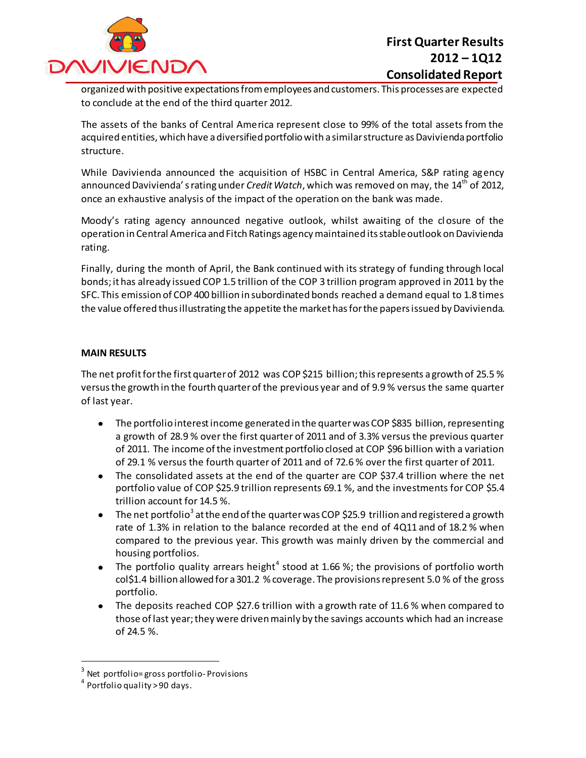organized with positive expectations from employees and customers. This processes are expected to conclude at the end of the third quarter 2012.

The assets of the banks of Central America represent close to 99% of the total assets from the acquired entities, which have a diversified portfolio with a similar structure as Davivienda portfolio structure.

While Davivienda announced the acquisition of HSBC in Central America, S&P rating agency announced Davivienda' s rating under *Credit Watch*, which was removed on may, the 14th of 2012, once an exhaustive analysis of the impact of the operation on the bank was made.

Moody's rating agency announced negative outlook, whilst awaiting of the closure of the operation in Central America and Fitch Ratings agency maintained its stable outlook on Davivienda rating.

Finally, during the month of April, the Bank continued with its strategy of funding through local bonds; it has already issued COP 1.5 trillion of the COP 3 trillion program approved in 2011 by the SFC. This emission of COP 400 billion in subordinated bonds reached a demand equal to 1.8 times the value offered thus illustrating the appetite the market has for the papers issued by Davivienda.

**MAIN RESULTS**

The net profit for the first quarter of 2012 was COP $215 billion; this represents a growth of 25.5 % versus the growth in the fourth quarter of the previous year and of 9.9 % versus the same quarter of last year.

- The portfolio interest income generated in the quarter was COP $835 billion, representing a growth of 28.9 % over the first quarter of 2011 and of 3.3% versus the previous quarter of 2011. The income of the investment portfolio closed at COP $96 billion with a variation of 29.1 % versus the fourth quarter of 2011 and of 72.6 % over the first quarter of 2011.
- The consolidated assets at the end of the quarter are COP $37.4 trillion where the net portfolio value of COP $25.9 trillion represents 69.1 %, and the investments for COP $5.4 trillion account for 14.5 %.
- The net portfolio[3] at the end of the quarter was COP $25.9 trillion and registered a growth rate of 1.3% in relation to the balance recorded at the end of 4Q11 and of 18.2 % when compared to the previous year. This growth was mainly driven by the commercial and housing portfolios.
- The portfolio quality arrears height[4] stood at 1.66 %; the provisions of portfolio worth col$1.4 billion allowed for a 301.2 % coverage. The provisions represent 5.0 % of the gross portfolio.
- The deposits reached COP $27.6 trillion with a growth rate of 11.6 % when compared to those of last year; they were driven mainly by the savings accounts which had an increase of 24.5 %.

---

[3] Net portfolio= gross portfolio- Provisions

[4] Portfolio quality >90 days.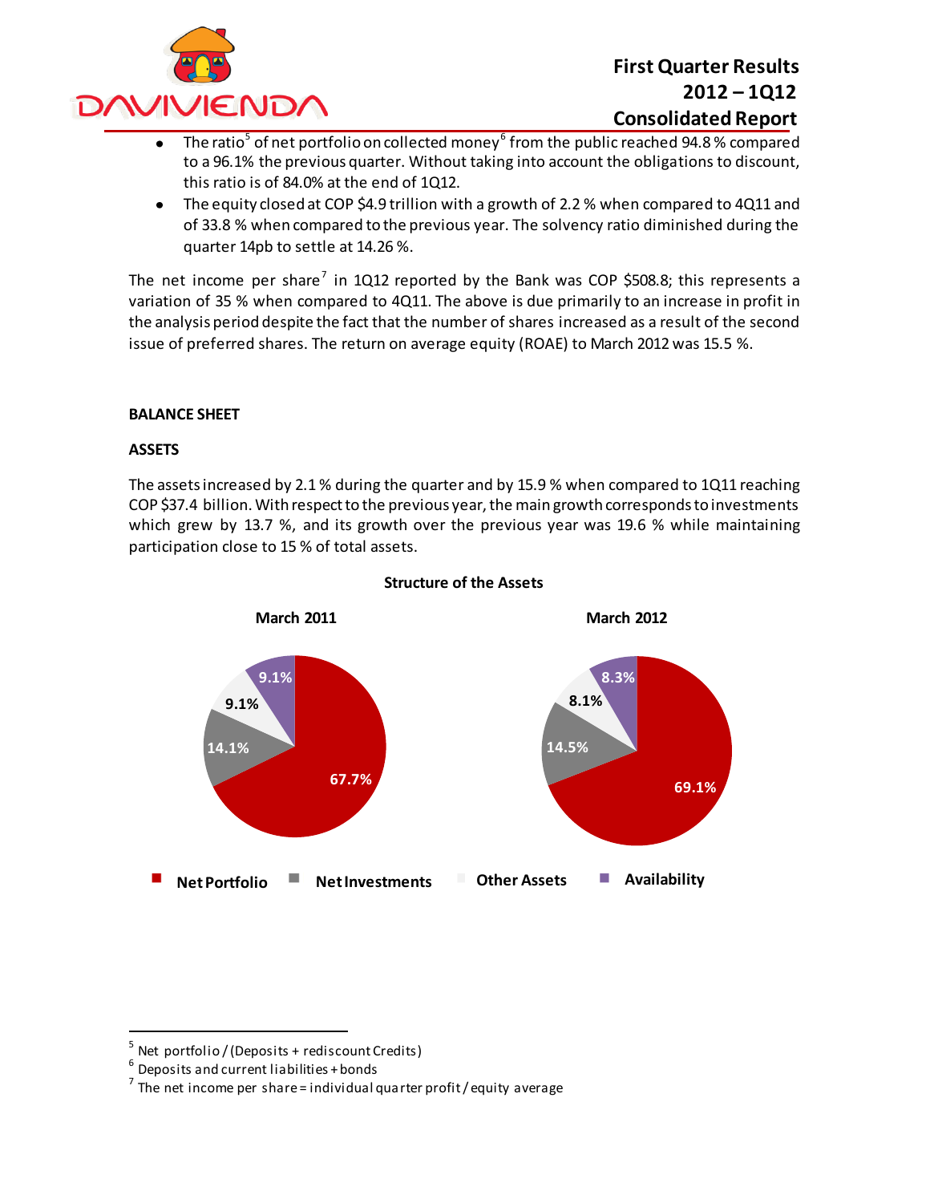- The ratio[5] of net portfolio on collected money[6] from the public reached 94.8 % compared to a 96.1% the previous quarter. Without taking into account the obligations to discount, this ratio is of 84.0% at the end of 1Q12.
- The equity closed at COP $4.9 trillion with a growth of 2.2 % when compared to 4Q11 and of 33.8 % when compared to the previous year. The solvency ratio diminished during the quarter 14pb to settle at 14.26 %.

The net income per share[7] in 1Q12 reported by the Bank was COP $508.8; this represents a variation of 35 % when compared to 4Q11. The above is due primarily to an increase in profit in the analysis period despite the fact that the number of shares increased as a result of the second issue of preferred shares. The return on average equity (ROAE) to March 2012 was 15.5 %.

## BALANCE SHEET

### ASSETS

The assets increased by 2.1 % during the quarter and by 15.9 % when compared to 1Q11 reaching COP $37.4 billion. With respect to the previous year, the main growth corresponds to investments which grew by 13.7 %, and its growth over the previous year was 19.6 % while maintaining participation close to 15 % of total assets.

**Structure of the Assets**

| | March 2011 | March 2012 |
|---|---|---|
| Net Portfolio | 67.7% | 69.1% |
| Net Investments | 14.1% | 14.5% |
| Other Assets | 9.1% | 8.1% |
| Availability | 9.1% | 8.3% |

---

[5] Net portfolio / (Deposits + rediscount Credits)

[6] Deposits and current liabilities + bonds

[7] The net income per share = individual quarter profit / equity average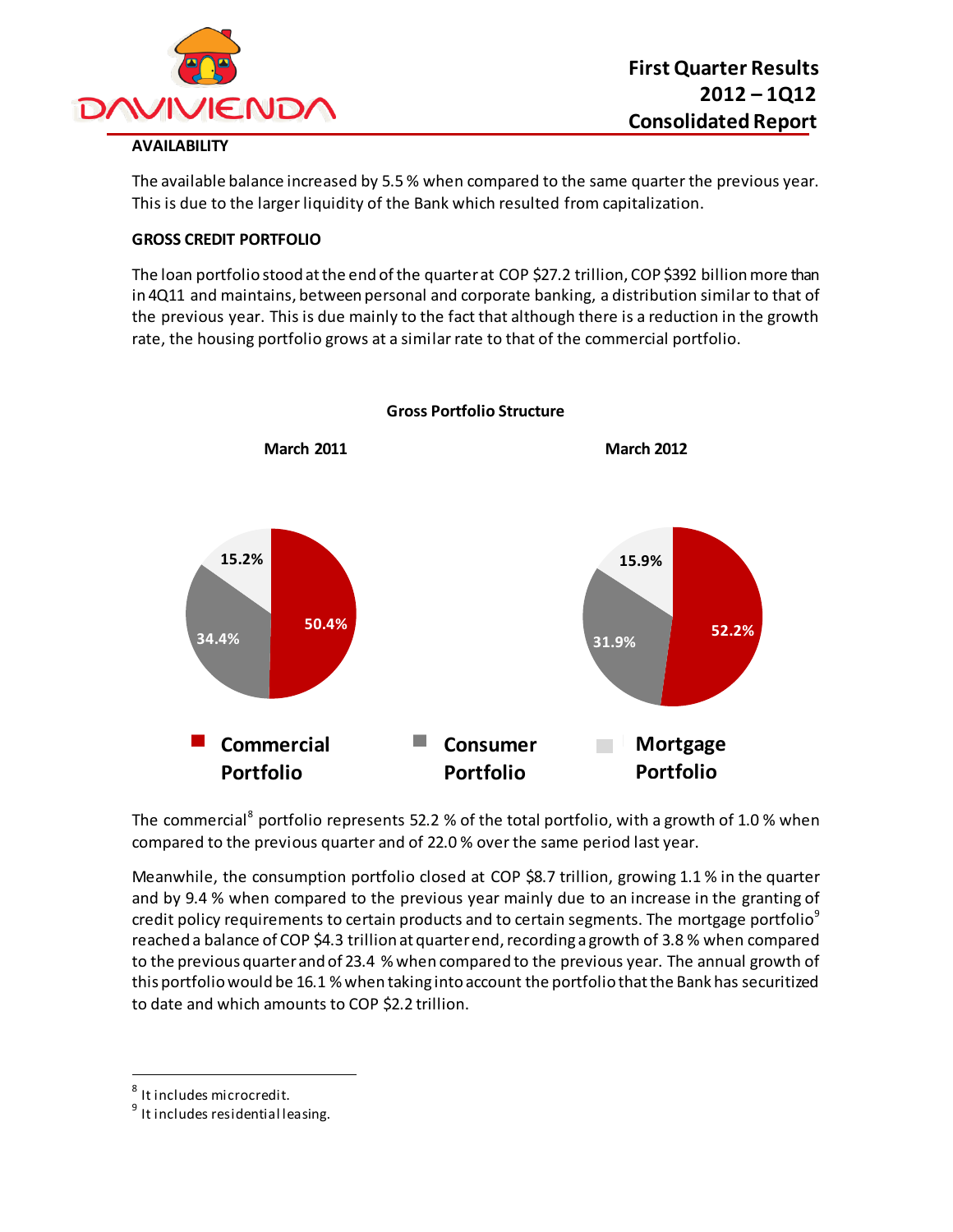## AVAILABILITY

The available balance increased by 5.5 % when compared to the same quarter the previous year. This is due to the larger liquidity of the Bank which resulted from capitalization.

## GROSS CREDIT PORTFOLIO

The loan portfolio stood at the end of the quarter at COP $27.2 trillion, COP $392 billion more than in 4Q11 and maintains, between personal and corporate banking, a distribution similar to that of the previous year. This is due mainly to the fact that although there is a reduction in the growth rate, the housing portfolio grows at a similar rate to that of the commercial portfolio.

**Gross Portfolio Structure**

| | March 2011 | March 2012 |
|---|---|---|
| Commercial Portfolio | 50.4% | 52.2% |
| Consumer Portfolio | 34.4% | 31.9% |
| Mortgage Portfolio | 15.2% | 15.9% |

The commercial[8] portfolio represents 52.2 % of the total portfolio, with a growth of 1.0 % when compared to the previous quarter and of 22.0 % over the same period last year.

Meanwhile, the consumption portfolio closed at COP $8.7 trillion, growing 1.1 % in the quarter and by 9.4 % when compared to the previous year mainly due to an increase in the granting of credit policy requirements to certain products and to certain segments. The mortgage portfolio[9] reached a balance of COP $4.3 trillion at quarter end, recording a growth of 3.8 % when compared to the previous quarter and of 23.4 % when compared to the previous year. The annual growth of this portfolio would be 16.1 % when taking into account the portfolio that the Bank has securitized to date and which amounts to COP $2.2 trillion.

---

[8] It includes microcredit.

[9] It includes residential leasing.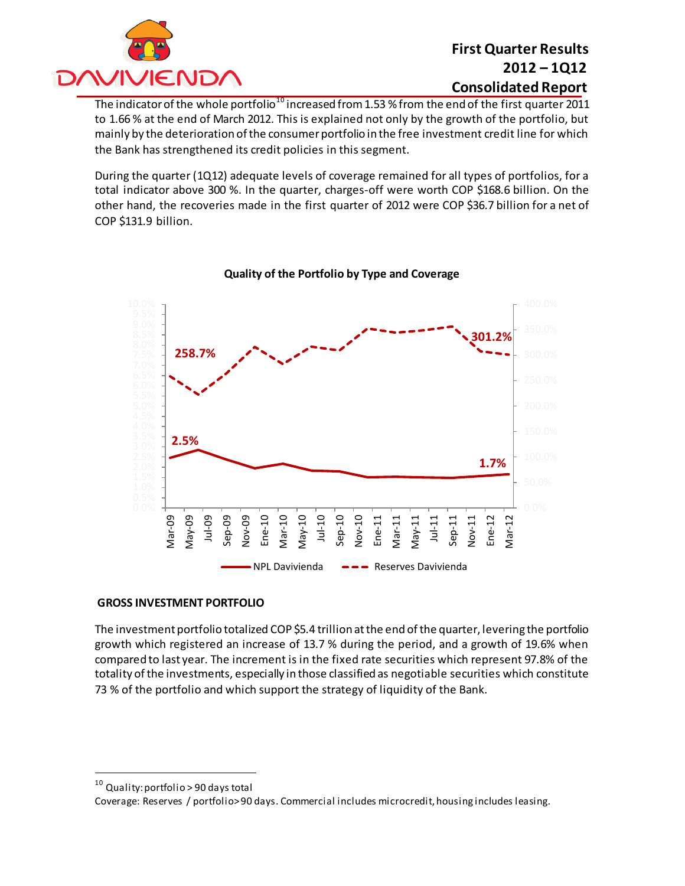The indicator of the whole portfolio[10] increased from 1.53 % from the end of the first quarter 2011 to 1.66 % at the end of March 2012. This is explained not only by the growth of the portfolio, but mainly by the deterioration of the consumer portfolio in the free investment credit line for which the Bank has strengthened its credit policies in this segment.

During the quarter (1Q12) adequate levels of coverage remained for all types of portfolios, for a total indicator above 300 %. In the quarter, charges-off were worth COP $168.6 billion. On the other hand, the recoveries made in the first quarter of 2012 were COP $36.7 billion for a net of COP $131.9 billion.

**Quality of the Portfolio by Type and Coverage**

NPL Davivienda: 2.5% (Mar-09) to 1.7% (Mar-12)

Reserves Davivienda: 258.7% (Mar-09) to 301.2% (Mar-12)

## GROSS INVESTMENT PORTFOLIO

The investment portfolio totalized COP $5.4 trillion at the end of the quarter, levering the portfolio growth which registered an increase of 13.7 % during the period, and a growth of 19.6% when compared to last year. The increment is in the fixed rate securities which represent 97.8% of the totality of the investments, especially in those classified as negotiable securities which constitute 73 % of the portfolio and which support the strategy of liquidity of the Bank.

---

[10] Quality: portfolio > 90 days total

Coverage: Reserves / portfolio>90 days. Commercial includes microcredit, housing includes leasing.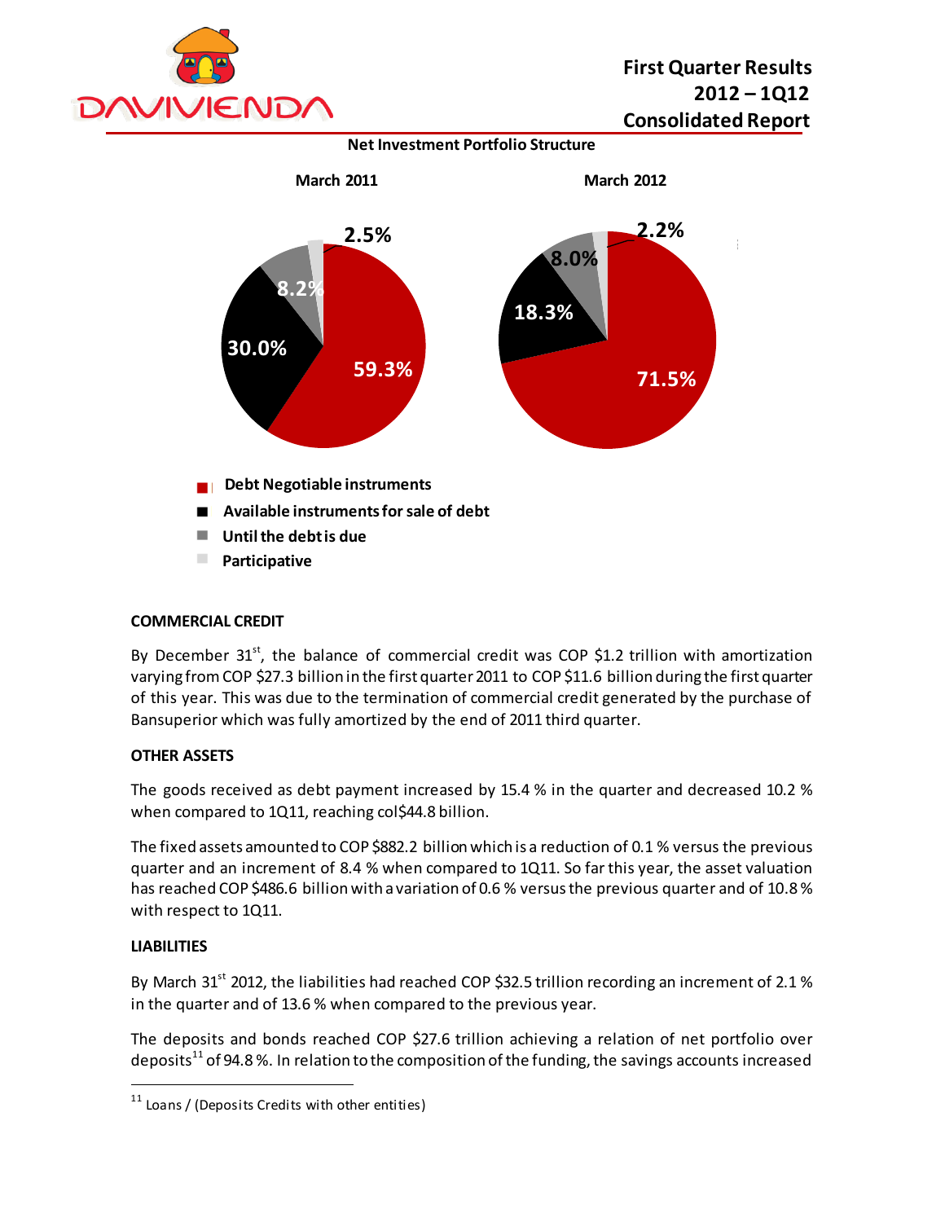**Net Investment Portfolio Structure**

March 2011 | March 2012

- Debt Negotiable instruments: 59.3% | 71.5%
- Available instruments for sale of debt: 30.0% | 18.3%
- Until the debt is due: 8.2% | 8.0%
- Participative: 2.5% | 2.2%

## COMMERCIAL CREDIT

By December 31st, the balance of commercial credit was COP $1.2 trillion with amortization varying from COP $27.3 billion in the first quarter 2011 to COP $11.6 billion during the first quarter of this year. This was due to the termination of commercial credit generated by the purchase of Bansuperior which was fully amortized by the end of 2011 third quarter.

## OTHER ASSETS

The goods received as debt payment increased by 15.4 % in the quarter and decreased 10.2 % when compared to 1Q11, reaching col$44.8 billion.

The fixed assets amounted to COP $882.2 billion which is a reduction of 0.1 % versus the previous quarter and an increment of 8.4 % when compared to 1Q11. So far this year, the asset valuation has reached COP $486.6 billion with a variation of 0.6 % versus the previous quarter and of 10.8 % with respect to 1Q11.

## LIABILITIES

By March 31st 2012, the liabilities had reached COP $32.5 trillion recording an increment of 2.1 % in the quarter and of 13.6 % when compared to the previous year.

The deposits and bonds reached COP $27.6 trillion achieving a relation of net portfolio over deposits[11] of 94.8 %. In relation to the composition of the funding, the savings accounts increased

---

[11] Loans / (Deposits Credits with other entities)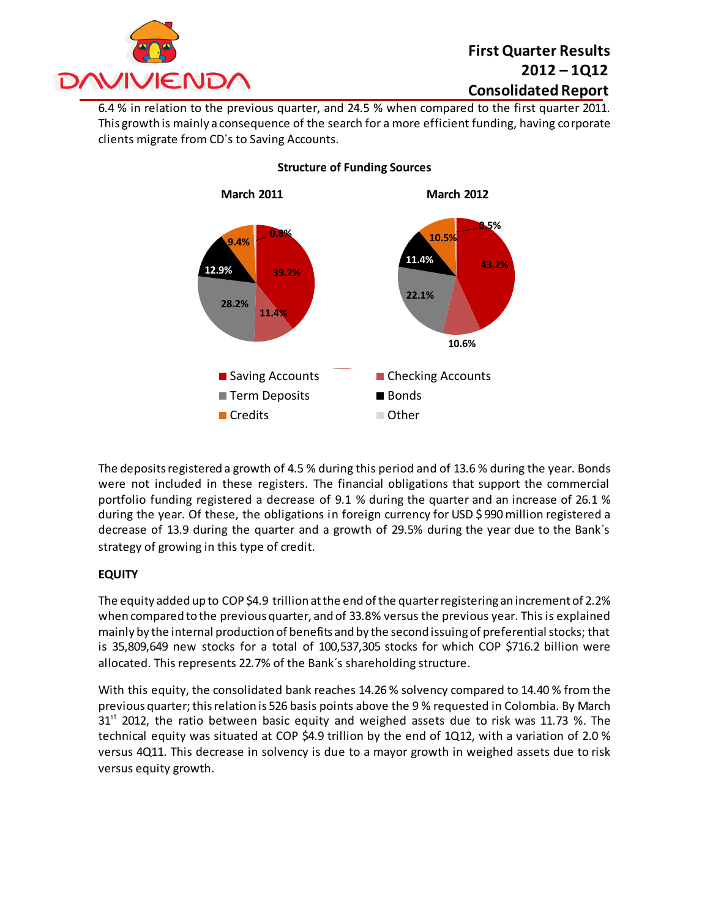6.4 % in relation to the previous quarter, and 24.5 % when compared to the first quarter 2011. This growth is mainly a consequence of the search for a more efficient funding, having corporate clients migrate from CD´s to Saving Accounts.

**Structure of Funding Sources**

| | March 2011 | March 2012 |
|---|---|---|
| Saving Accounts | 39.2% | 43.2% |
| Checking Accounts | 11.4% | 10.6% |
| Term Deposits | 28.2% | 22.1% |
| Bonds | 12.9% | 11.4% |
| Credits | 9.4% | 10.5% |
| Other | 0.8% | 0.5% |

The deposits registered a growth of 4.5 % during this period and of 13.6 % during the year. Bonds were not included in these registers. The financial obligations that support the commercial portfolio funding registered a decrease of 9.1 % during the quarter and an increase of 26.1 % during the year. Of these, the obligations in foreign currency for USD $ 990 million registered a decrease of 13.9 during the quarter and a growth of 29.5% during the year due to the Bank´s strategy of growing in this type of credit.

**EQUITY**

The equity added up to COP $4.9 trillion at the end of the quarter registering an increment of 2.2% when compared to the previous quarter, and of 33.8% versus the previous year. This is explained mainly by the internal production of benefits and by the second issuing of preferential stocks; that is 35,809,649 new stocks for a total of 100,537,305 stocks for which COP $716.2 billion were allocated. This represents 22.7% of the Bank´s shareholding structure.

With this equity, the consolidated bank reaches 14.26 % solvency compared to 14.40 % from the previous quarter; this relation is 526 basis points above the 9 % requested in Colombia. By March 31st 2012, the ratio between basic equity and weighed assets due to risk was 11.73 %. The technical equity was situated at COP $4.9 trillion by the end of 1Q12, with a variation of 2.0 % versus 4Q11. This decrease in solvency is due to a mayor growth in weighed assets due to risk versus equity growth.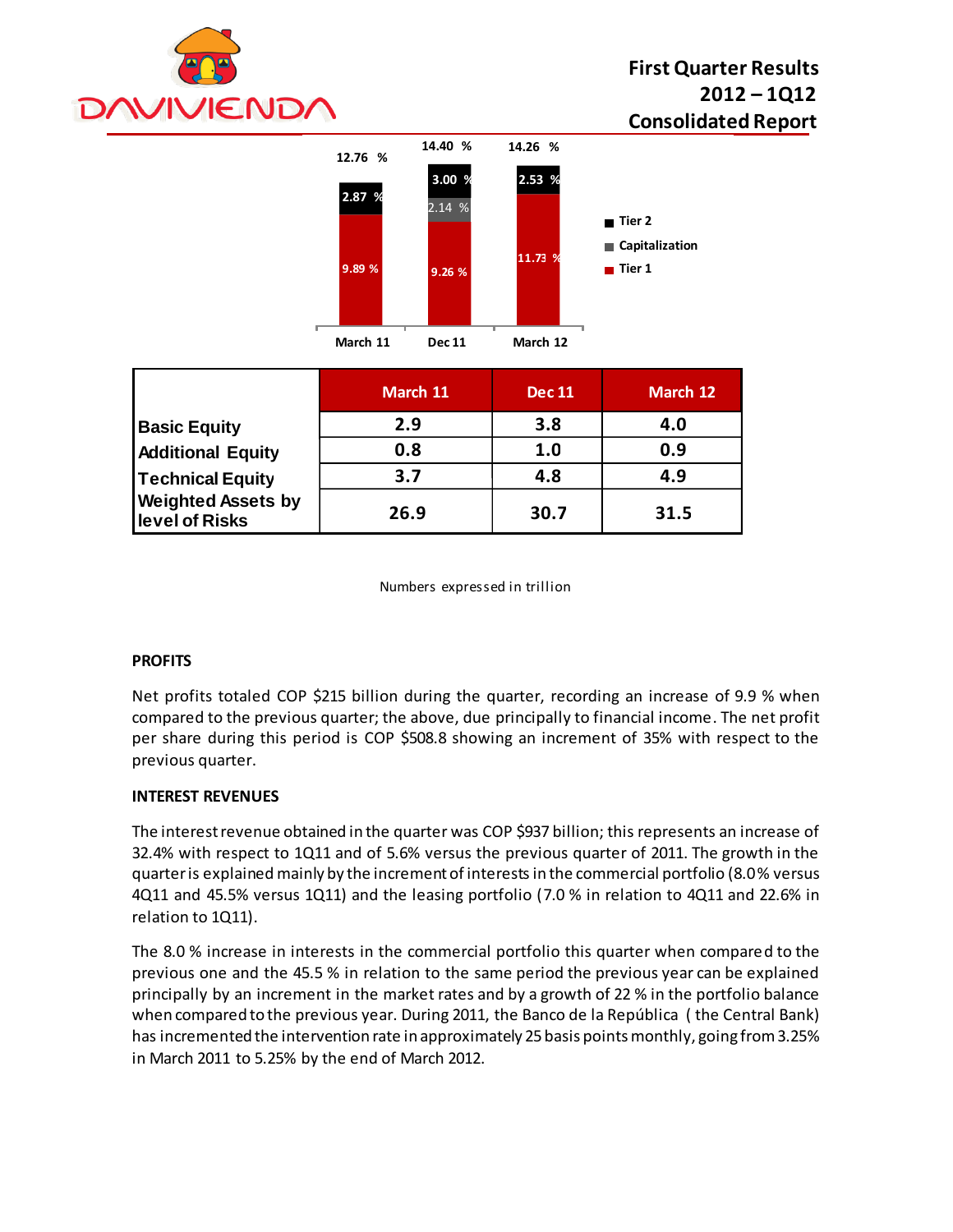| | Tier 1 | Capitalization | Tier 2 | Total |
|---|---|---|---|---|
| March 11 | 9.89 % | | 2.87 % | 12.76 % |
| Dec 11 | 9.26 % | 2.14 % | 3.00 % | 14.40 % |
| March 12 | 11.73 % | | 2.53 % | 14.26 % |

| | March 11 | Dec 11 | March 12 |
|---|---|---|---|
| Basic Equity | 2.9 | 3.8 | 4.0 |
| Additional Equity | 0.8 | 1.0 | 0.9 |
| Technical Equity | 3.7 | 4.8 | 4.9 |
| Weighted Assets by level of Risks | 26.9 | 30.7 | 31.5 |

Numbers expressed in trillion

**PROFITS**

Net profits totaled COP $215 billion during the quarter, recording an increase of 9.9 % when compared to the previous quarter; the above, due principally to financial income. The net profit per share during this period is COP $508.8 showing an increment of 35% with respect to the previous quarter.

**INTEREST REVENUES**

The interest revenue obtained in the quarter was COP $937 billion; this represents an increase of 32.4% with respect to 1Q11 and of 5.6% versus the previous quarter of 2011. The growth in the quarter is explained mainly by the increment of interests in the commercial portfolio (8.0% versus 4Q11 and 45.5% versus 1Q11) and the leasing portfolio (7.0 % in relation to 4Q11 and 22.6% in relation to 1Q11).

The 8.0 % increase in interests in the commercial portfolio this quarter when compared to the previous one and the 45.5 % in relation to the same period the previous year can be explained principally by an increment in the market rates and by a growth of 22 % in the portfolio balance when compared to the previous year. During 2011, the Banco de la República ( the Central Bank) has incremented the intervention rate in approximately 25 basis points monthly, going from 3.25% in March 2011 to 5.25% by the end of March 2012.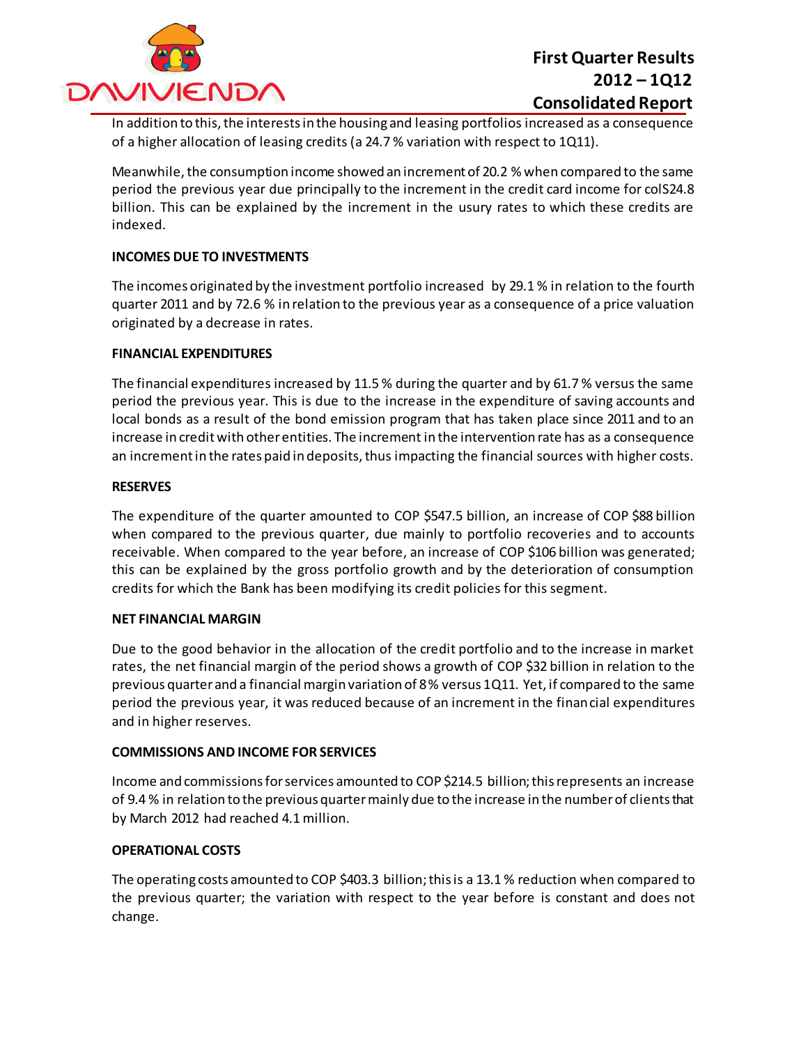In addition to this, the interests in the housing and leasing portfolios increased as a consequence of a higher allocation of leasing credits (a 24.7 % variation with respect to 1Q11).

Meanwhile, the consumption income showed an increment of 20.2 % when compared to the same period the previous year due principally to the increment in the credit card income for colS24.8 billion. This can be explained by the increment in the usury rates to which these credits are indexed.

**INCOMES DUE TO INVESTMENTS**

The incomes originated by the investment portfolio increased by 29.1 % in relation to the fourth quarter 2011 and by 72.6 % in relation to the previous year as a consequence of a price valuation originated by a decrease in rates.

**FINANCIAL EXPENDITURES**

The financial expenditures increased by 11.5 % during the quarter and by 61.7 % versus the same period the previous year. This is due to the increase in the expenditure of saving accounts and local bonds as a result of the bond emission program that has taken place since 2011 and to an increase in credit with other entities. The increment in the intervention rate has as a consequence an increment in the rates paid in deposits, thus impacting the financial sources with higher costs.

**RESERVES**

The expenditure of the quarter amounted to COP $547.5 billion, an increase of COP $88 billion when compared to the previous quarter, due mainly to portfolio recoveries and to accounts receivable. When compared to the year before, an increase of COP $106 billion was generated; this can be explained by the gross portfolio growth and by the deterioration of consumption credits for which the Bank has been modifying its credit policies for this segment.

**NET FINANCIAL MARGIN**

Due to the good behavior in the allocation of the credit portfolio and to the increase in market rates, the net financial margin of the period shows a growth of COP $32 billion in relation to the previous quarter and a financial margin variation of 8 % versus 1Q11. Yet, if compared to the same period the previous year, it was reduced because of an increment in the financial expenditures and in higher reserves.

**COMMISSIONS AND INCOME FOR SERVICES**

Income and commissions for services amounted to COP $214.5 billion; this represents an increase of 9.4 % in relation to the previous quarter mainly due to the increase in the number of clients that by March 2012 had reached 4.1 million.

**OPERATIONAL COSTS**

The operating costs amounted to COP $403.3 billion; this is a 13.1 % reduction when compared to the previous quarter; the variation with respect to the year before is constant and does not change.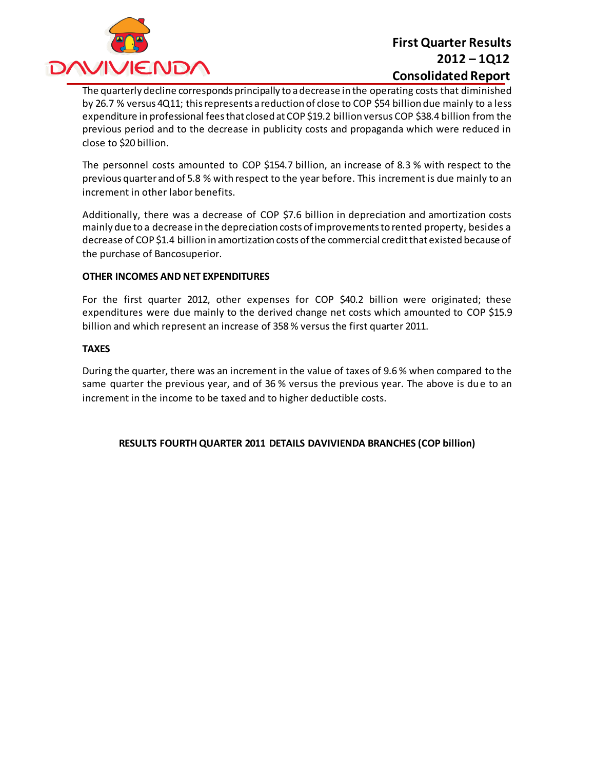The quarterly decline corresponds principally to a decrease in the operating costs that diminished by 26.7 % versus 4Q11; this represents a reduction of close to COP $54 billion due mainly to a less expenditure in professional fees that closed at COP $19.2 billion versus COP $38.4 billion from the previous period and to the decrease in publicity costs and propaganda which were reduced in close to $20 billion.

The personnel costs amounted to COP $154.7 billion, an increase of 8.3 % with respect to the previous quarter and of 5.8 % with respect to the year before. This increment is due mainly to an increment in other labor benefits.

Additionally, there was a decrease of COP $7.6 billion in depreciation and amortization costs mainly due to a decrease in the depreciation costs of improvements to rented property, besides a decrease of COP $1.4 billion in amortization costs of the commercial credit that existed because of the purchase of Bancosuperior.

**OTHER INCOMES AND NET EXPENDITURES**

For the first quarter 2012, other expenses for COP $40.2 billion were originated; these expenditures were due mainly to the derived change net costs which amounted to COP $15.9 billion and which represent an increase of 358 % versus the first quarter 2011.

**TAXES**

During the quarter, there was an increment in the value of taxes of 9.6 % when compared to the same quarter the previous year, and of 36 % versus the previous year. The above is due to an increment in the income to be taxed and to higher deductible costs.

**RESULTS FOURTH QUARTER 2011 DETAILS DAVIVIENDA BRANCHES (COP billion)**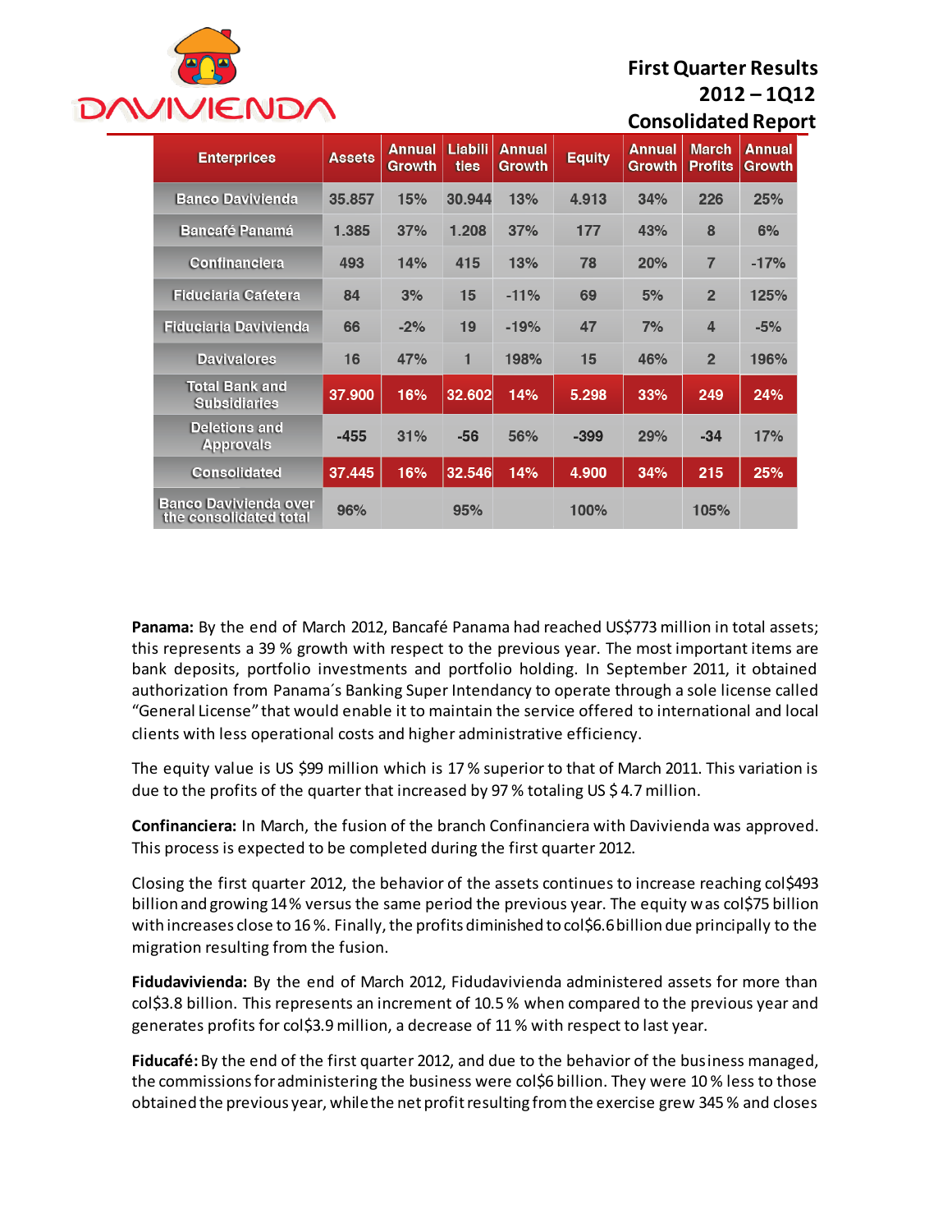**First Quarter Results**
**2012 – 1Q12**
**Consolidated Report**

| Enterprises | Assets | Annual Growth | Liabilities | Annual Growth | Equity | Annual Growth | March Profits | Annual Growth |
|---|---|---|---|---|---|---|---|---|
| Banco Davivienda | 35.857 | 15% | 30.944 | 13% | 4.913 | 34% | 226 | 25% |
| Bancafé Panamá | 1.385 | 37% | 1.208 | 37% | 177 | 43% | 8 | 6% |
| Confinanciera | 493 | 14% | 415 | 13% | 78 | 20% | 7 | -17% |
| Fiduciaria Cafetera | 84 | 3% | 15 | -11% | 69 | 5% | 2 | 125% |
| Fiduciaria Davivienda | 66 | -2% | 19 | -19% | 47 | 7% | 4 | -5% |
| Davivalores | 16 | 47% | 1 | 198% | 15 | 46% | 2 | 196% |
| Total Bank and Subsidiaries | 37.900 | 16% | 32.602 | 14% | 5.298 | 33% | 249 | 24% |
| Deletions and Approvals | -455 | 31% | -56 | 56% | -399 | 29% | -34 | 17% |
| Consolidated | 37.445 | 16% | 32.546 | 14% | 4.900 | 34% | 215 | 25% |
| Banco Davivienda over the consolidated total | 96% | | 95% | | 100% | | 105% | |

**Panama:** By the end of March 2012, Bancafé Panama had reached US$773 million in total assets; this represents a 39 % growth with respect to the previous year. The most important items are bank deposits, portfolio investments and portfolio holding. In September 2011, it obtained authorization from Panama´s Banking Super Intendancy to operate through a sole license called "General License" that would enable it to maintain the service offered to international and local clients with less operational costs and higher administrative efficiency.

The equity value is US $99 million which is 17 % superior to that of March 2011. This variation is due to the profits of the quarter that increased by 97 % totaling US $ 4.7 million.

**Confinanciera:** In March, the fusion of the branch Confinanciera with Davivienda was approved. This process is expected to be completed during the first quarter 2012.

Closing the first quarter 2012, the behavior of the assets continues to increase reaching col$493 billion and growing 14 % versus the same period the previous year. The equity was col$75 billion with increases close to 16 %. Finally, the profits diminished to col$6.6 billion due principally to the migration resulting from the fusion.

**Fidudavivienda:** By the end of March 2012, Fidudavivienda administered assets for more than col$3.8 billion. This represents an increment of 10.5 % when compared to the previous year and generates profits for col$3.9 million, a decrease of 11 % with respect to last year.

**Fiducafé:** By the end of the first quarter 2012, and due to the behavior of the business managed, the commissions for administering the business were col$6 billion. They were 10 % less to those obtained the previous year, while the net profit resulting from the exercise grew 345 % and closes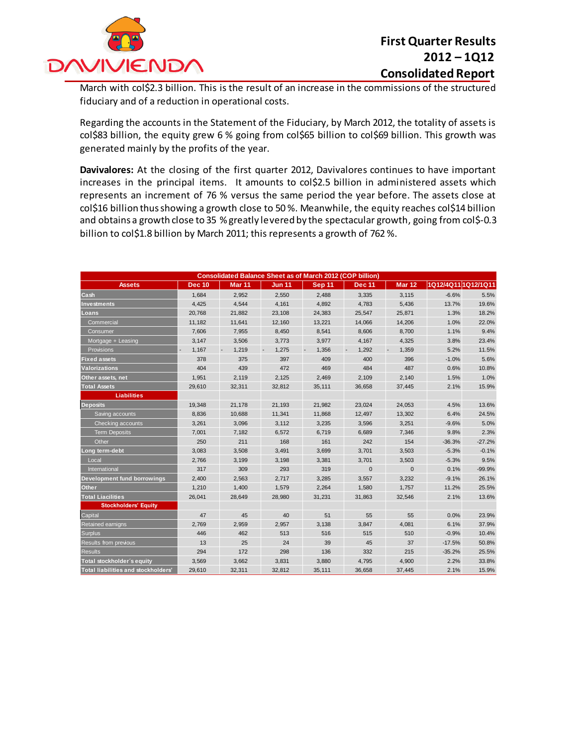March with col$2.3 billion. This is the result of an increase in the commissions of the structured fiduciary and of a reduction in operational costs.

Regarding the accounts in the Statement of the Fiduciary, by March 2012, the totality of assets is col$83 billion, the equity grew 6 % going from col$65 billion to col$69 billion. This growth was generated mainly by the profits of the year.

**Davivalores:** At the closing of the first quarter 2012, Davivalores continues to have important increases in the principal items. It amounts to col$2.5 billion in administered assets which represents an increment of 76 % versus the same period the year before. The assets close at col$16 billion thus showing a growth close to 50 %. Meanwhile, the equity reaches col$14 billion and obtains a growth close to 35 % greatly levered by the spectacular growth, going from col$-0.3 billion to col$1.8 billion by March 2011; this represents a growth of 762 %.

| Consolidated Balance Sheet as of March 2012 (COP billion) | | | | | | | | |
|---|---|---|---|---|---|---|---|---|
| Assets | Dec 10 | Mar 11 | Jun 11 | Sep 11 | Dec 11 | Mar 12 | 1Q12/4Q11 | 1Q12/1Q11 |
| Cash | 1,684 | 2,952 | 2,550 | 2,488 | 3,335 | 3,115 | -6.6% | 5.5% |
| Investments | 4,425 | 4,544 | 4,161 | 4,892 | 4,783 | 5,436 | 13.7% | 19.6% |
| Loans | 20,768 | 21,882 | 23,108 | 24,383 | 25,547 | 25,871 | 1.3% | 18.2% |
| Commercial | 11,182 | 11,641 | 12,160 | 13,221 | 14,066 | 14,206 | 1.0% | 22.0% |
| Consumer | 7,606 | 7,955 | 8,450 | 8,541 | 8,606 | 8,700 | 1.1% | 9.4% |
| Mortgage + Leasing | 3,147 | 3,506 | 3,773 | 3,977 | 4,167 | 4,325 | 3.8% | 23.4% |
| Provisions | - 1,167 | - 1,219 | - 1,275 | - 1,356 | - 1,292 | - 1,359 | 5.2% | 11.5% |
| Fixed assets | 378 | 375 | 397 | 409 | 400 | 396 | -1.0% | 5.6% |
| Valorizations | 404 | 439 | 472 | 469 | 484 | 487 | 0.6% | 10.8% |
| Other assets, net | 1,951 | 2,119 | 2,125 | 2,469 | 2,109 | 2,140 | 1.5% | 1.0% |
| Total Assets | 29,610 | 32,311 | 32,812 | 35,111 | 36,658 | 37,445 | 2.1% | 15.9% |
| Liabilities | | | | | | | | |
| Deposits | 19,348 | 21,178 | 21,193 | 21,982 | 23,024 | 24,053 | 4.5% | 13.6% |
| Saving accounts | 8,836 | 10,688 | 11,341 | 11,868 | 12,497 | 13,302 | 6.4% | 24.5% |
| Checking accounts | 3,261 | 3,096 | 3,112 | 3,235 | 3,596 | 3,251 | -9.6% | 5.0% |
| Term Deposits | 7,001 | 7,182 | 6,572 | 6,719 | 6,689 | 7,346 | 9.8% | 2.3% |
| Other | 250 | 211 | 168 | 161 | 242 | 154 | -36.3% | -27.2% |
| Long term-debt | 3,083 | 3,508 | 3,491 | 3,699 | 3,701 | 3,503 | -5.3% | -0.1% |
| Local | 2,766 | 3,199 | 3,198 | 3,381 | 3,701 | 3,503 | -5.3% | 9.5% |
| International | 317 | 309 | 293 | 319 | 0 | 0 | 0.1% | -99.9% |
| Development fund borrowings | 2,400 | 2,563 | 2,717 | 3,285 | 3,557 | 3,232 | -9.1% | 26.1% |
| Other | 1,210 | 1,400 | 1,579 | 2,264 | 1,580 | 1,757 | 11.2% | 25.5% |
| Total Liacilities | 26,041 | 28,649 | 28,980 | 31,231 | 31,863 | 32,546 | 2.1% | 13.6% |
| Stockholders' Equity | | | | | | | | |
| Capital | 47 | 45 | 40 | 51 | 55 | 55 | 0.0% | 23.9% |
| Retained earnigns | 2,769 | 2,959 | 2,957 | 3,138 | 3,847 | 4,081 | 6.1% | 37.9% |
| Surplus | 446 | 462 | 513 | 516 | 515 | 510 | -0.9% | 10.4% |
| Results from previous | 13 | 25 | 24 | 39 | 45 | 37 | -17.5% | 50.8% |
| Results | 294 | 172 | 298 | 136 | 332 | 215 | -35.2% | 25.5% |
| Total stockholder´s equity | 3,569 | 3,662 | 3,831 | 3,880 | 4,795 | 4,900 | 2.2% | 33.8% |
| Total liabilities and stockholders' | 29,610 | 32,311 | 32,812 | 35,111 | 36,658 | 37,445 | 2.1% | 15.9% |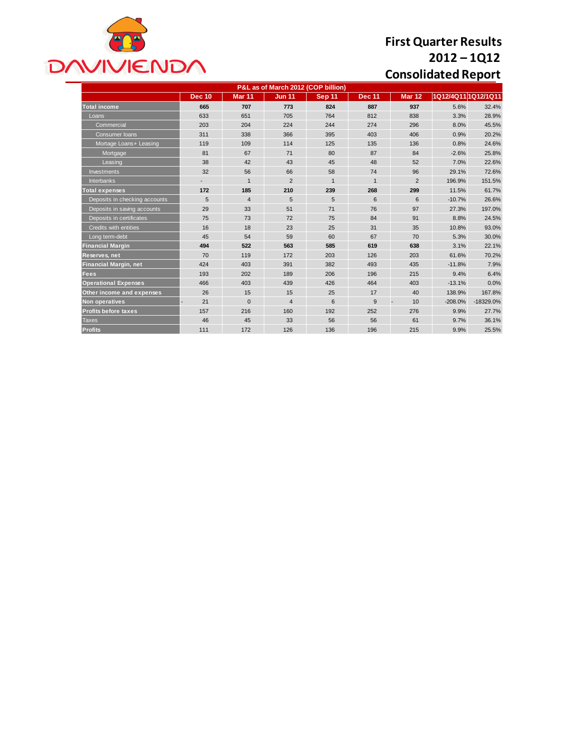# First Quarter Results
## 2012 – 1Q12
## Consolidated Report

| P&L as of March 2012 (COP billion) | | | | | | | | |
|---|---|---|---|---|---|---|---|---|
| | Dec 10 | Mar 11 | Jun 11 | Sep 11 | Dec 11 | Mar 12 | 1Q12/4Q11 | 1Q12/1Q11 |
| **Total income** | **665** | **707** | **773** | **824** | **887** | **937** | 5.6% | 32.4% |
| Loans | 633 | 651 | 705 | 764 | 812 | 838 | 3.3% | 28.9% |
| Commercial | 203 | 204 | 224 | 244 | 274 | 296 | 8.0% | 45.5% |
| Consumer loans | 311 | 338 | 366 | 395 | 403 | 406 | 0.9% | 20.2% |
| Mortage Loans+ Leasing | 119 | 109 | 114 | 125 | 135 | 136 | 0.8% | 24.6% |
| Mortgage | 81 | 67 | 71 | 80 | 87 | 84 | -2.6% | 25.8% |
| Leasing | 38 | 42 | 43 | 45 | 48 | 52 | 7.0% | 22.6% |
| Investments | 32 | 56 | 66 | 58 | 74 | 96 | 29.1% | 72.6% |
| Interbanks | - | 1 | 2 | 1 | 1 | 2 | 196.9% | 151.5% |
| **Total expenses** | **172** | **185** | **210** | **239** | **268** | **299** | 11.5% | 61.7% |
| Deposits in checking accounts | 5 | 4 | 5 | 5 | 6 | 6 | -10.7% | 26.6% |
| Deposits in saving accounts | 29 | 33 | 51 | 71 | 76 | 97 | 27.3% | 197.0% |
| Deposits in certificates | 75 | 73 | 72 | 75 | 84 | 91 | 8.8% | 24.5% |
| Credits with entities | 16 | 18 | 23 | 25 | 31 | 35 | 10.8% | 93.0% |
| Long term-debt | 45 | 54 | 59 | 60 | 67 | 70 | 5.3% | 30.0% |
| **Financial Margin** | **494** | **522** | **563** | **585** | **619** | **638** | 3.1% | 22.1% |
| **Reserves, net** | 70 | 119 | 172 | 203 | 126 | 203 | 61.6% | 70.2% |
| **Financial Margin, net** | 424 | 403 | 391 | 382 | 493 | 435 | -11.8% | 7.9% |
| **Fees** | 193 | 202 | 189 | 206 | 196 | 215 | 9.4% | 6.4% |
| **Operational Expenses** | 466 | 403 | 439 | 426 | 464 | 403 | -13.1% | 0.0% |
| **Other income and expenses** | 26 | 15 | 15 | 25 | 17 | 40 | 138.9% | 167.8% |
| **Non operatives** | -21 | 0 | 4 | 6 | 9 | -10 | -208.0% | -18329.0% |
| **Profits before taxes** | 157 | 216 | 160 | 192 | 252 | 276 | 9.9% | 27.7% |
| Taxes | 46 | 45 | 33 | 56 | 56 | 61 | 9.7% | 36.1% |
| **Profits** | 111 | 172 | 126 | 136 | 196 | 215 | 9.9% | 25.5% |